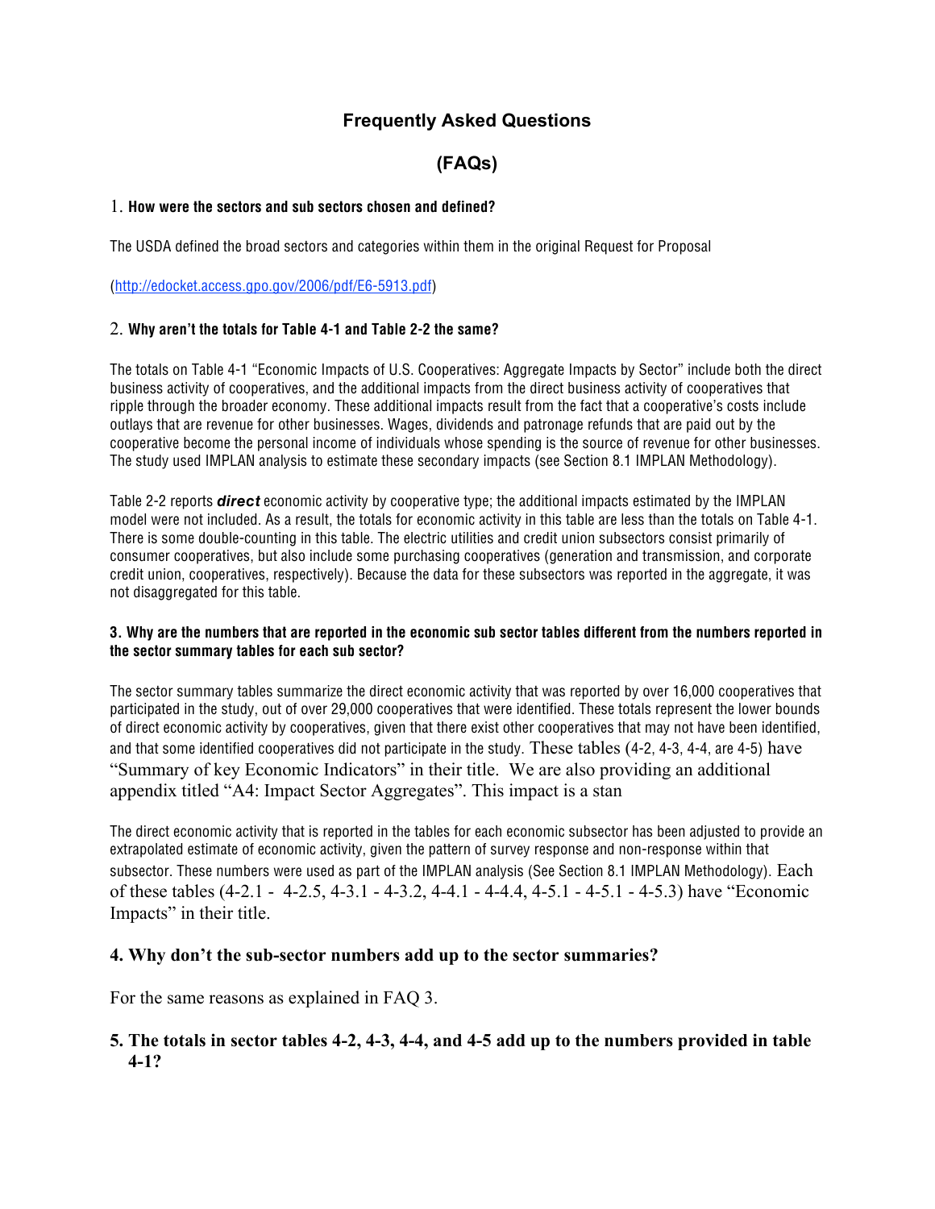# Frequently Asked Questions

# (FAQs)

1. **How were the sectors and sub sectors chosen and defined?**

The USDA defined the broad sectors and categories within them in the original Request for Proposal

(http://edocket.access.gpo.gov/2006/pdf/E6-5913.pdf)

2. **Why aren't the totals for Table 4-1 and Table 2-2 the same?**

The totals on Table 4-1 "Economic Impacts of U.S. Cooperatives: Aggregate Impacts by Sector" include both the direct business activity of cooperatives, and the additional impacts from the direct business activity of cooperatives that ripple through the broader economy. These additional impacts result from the fact that a cooperative's costs include outlays that are revenue for other businesses. Wages, dividends and patronage refunds that are paid out by the cooperative become the personal income of individuals whose spending is the source of revenue for other businesses. The study used IMPLAN analysis to estimate these secondary impacts (see Section 8.1 IMPLAN Methodology).

Table 2-2 reports ***direct*** economic activity by cooperative type; the additional impacts estimated by the IMPLAN model were not included. As a result, the totals for economic activity in this table are less than the totals on Table 4-1. There is some double-counting in this table. The electric utilities and credit union subsectors consist primarily of consumer cooperatives, but also include some purchasing cooperatives (generation and transmission, and corporate credit union, cooperatives, respectively). Because the data for these subsectors was reported in the aggregate, it was not disaggregated for this table.

**3. Why are the numbers that are reported in the economic sub sector tables different from the numbers reported in the sector summary tables for each sub sector?**

The sector summary tables summarize the direct economic activity that was reported by over 16,000 cooperatives that participated in the study, out of over 29,000 cooperatives that were identified. These totals represent the lower bounds of direct economic activity by cooperatives, given that there exist other cooperatives that may not have been identified, and that some identified cooperatives did not participate in the study. These tables (4-2, 4-3, 4-4, are 4-5) have "Summary of key Economic Indicators" in their title. We are also providing an additional appendix titled "A4: Impact Sector Aggregates". This impact is a stan

The direct economic activity that is reported in the tables for each economic subsector has been adjusted to provide an extrapolated estimate of economic activity, given the pattern of survey response and non-response within that subsector. These numbers were used as part of the IMPLAN analysis (See Section 8.1 IMPLAN Methodology). Each of these tables (4-2.1 - 4-2.5, 4-3.1 - 4-3.2, 4-4.1 - 4-4.4, 4-5.1 - 4-5.1 - 4-5.3) have "Economic Impacts" in their title.

**4. Why don't the sub-sector numbers add up to the sector summaries?**

For the same reasons as explained in FAQ 3.

**5. The totals in sector tables 4-2, 4-3, 4-4, and 4-5 add up to the numbers provided in table 4-1?**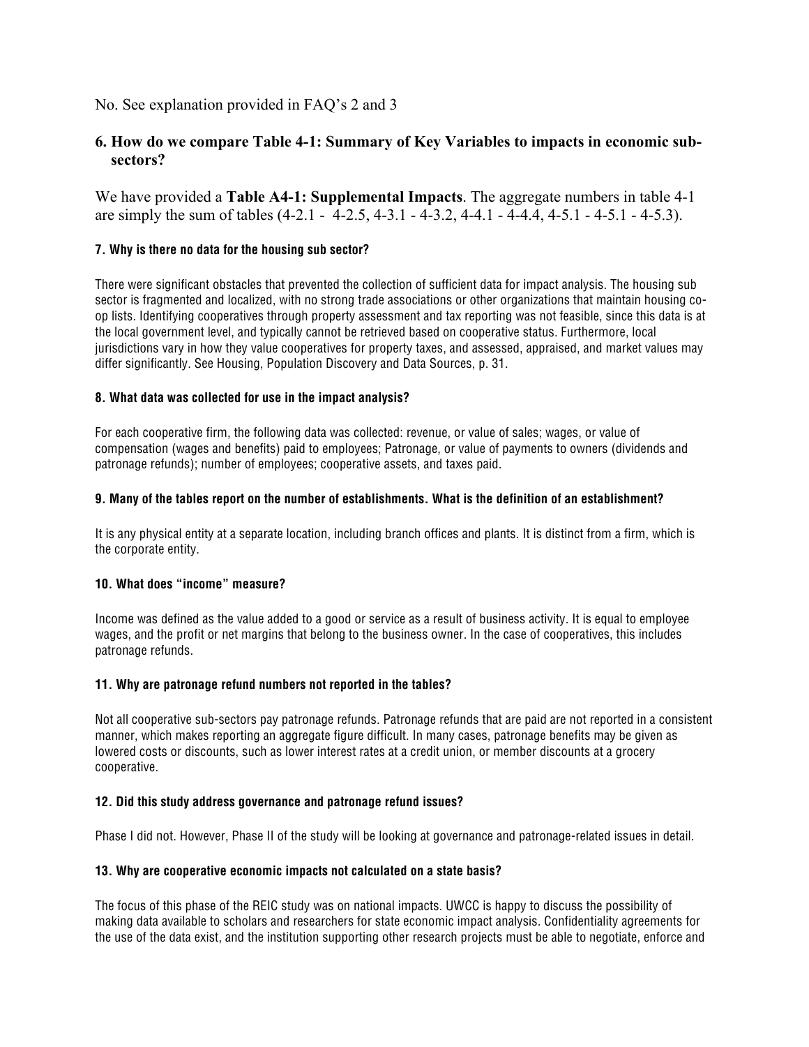No. See explanation provided in FAQ's 2 and 3

### 6. How do we compare Table 4-1: Summary of Key Variables to impacts in economic sub-sectors?

We have provided a **Table A4-1: Supplemental Impacts**. The aggregate numbers in table 4-1 are simply the sum of tables (4-2.1 - 4-2.5, 4-3.1 - 4-3.2, 4-4.1 - 4-4.4, 4-5.1 - 4-5.1 - 4-5.3).

#### 7. Why is there no data for the housing sub sector?

There were significant obstacles that prevented the collection of sufficient data for impact analysis. The housing sub sector is fragmented and localized, with no strong trade associations or other organizations that maintain housing co-op lists. Identifying cooperatives through property assessment and tax reporting was not feasible, since this data is at the local government level, and typically cannot be retrieved based on cooperative status. Furthermore, local jurisdictions vary in how they value cooperatives for property taxes, and assessed, appraised, and market values may differ significantly. See Housing, Population Discovery and Data Sources, p. 31.

#### 8. What data was collected for use in the impact analysis?

For each cooperative firm, the following data was collected: revenue, or value of sales; wages, or value of compensation (wages and benefits) paid to employees; Patronage, or value of payments to owners (dividends and patronage refunds); number of employees; cooperative assets, and taxes paid.

#### 9. Many of the tables report on the number of establishments. What is the definition of an establishment?

It is any physical entity at a separate location, including branch offices and plants. It is distinct from a firm, which is the corporate entity.

#### 10. What does "income" measure?

Income was defined as the value added to a good or service as a result of business activity. It is equal to employee wages, and the profit or net margins that belong to the business owner. In the case of cooperatives, this includes patronage refunds.

#### 11. Why are patronage refund numbers not reported in the tables?

Not all cooperative sub-sectors pay patronage refunds. Patronage refunds that are paid are not reported in a consistent manner, which makes reporting an aggregate figure difficult. In many cases, patronage benefits may be given as lowered costs or discounts, such as lower interest rates at a credit union, or member discounts at a grocery cooperative.

#### 12. Did this study address governance and patronage refund issues?

Phase I did not. However, Phase II of the study will be looking at governance and patronage-related issues in detail.

#### 13. Why are cooperative economic impacts not calculated on a state basis?

The focus of this phase of the REIC study was on national impacts. UWCC is happy to discuss the possibility of making data available to scholars and researchers for state economic impact analysis. Confidentiality agreements for the use of the data exist, and the institution supporting other research projects must be able to negotiate, enforce and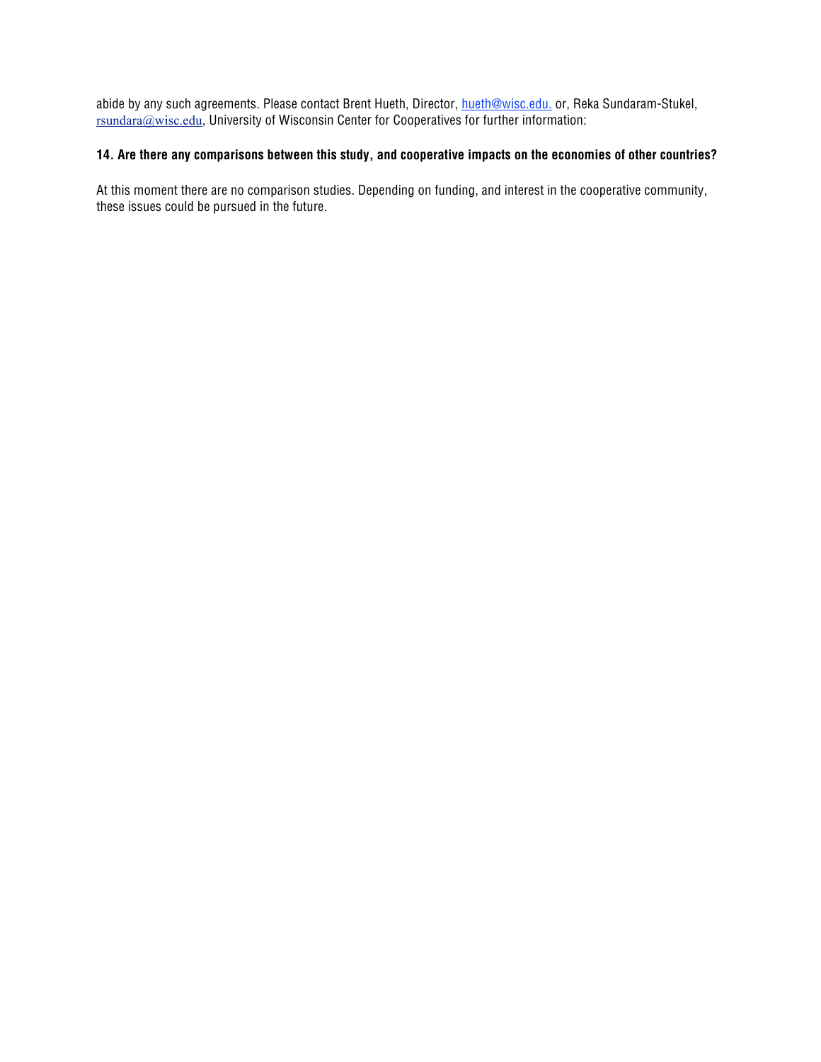abide by any such agreements. Please contact Brent Hueth, Director, hueth@wisc.edu. or, Reka Sundaram-Stukel, rsundara@wisc.edu, University of Wisconsin Center for Cooperatives for further information:

**14. Are there any comparisons between this study, and cooperative impacts on the economies of other countries?**

At this moment there are no comparison studies. Depending on funding, and interest in the cooperative community, these issues could be pursued in the future.